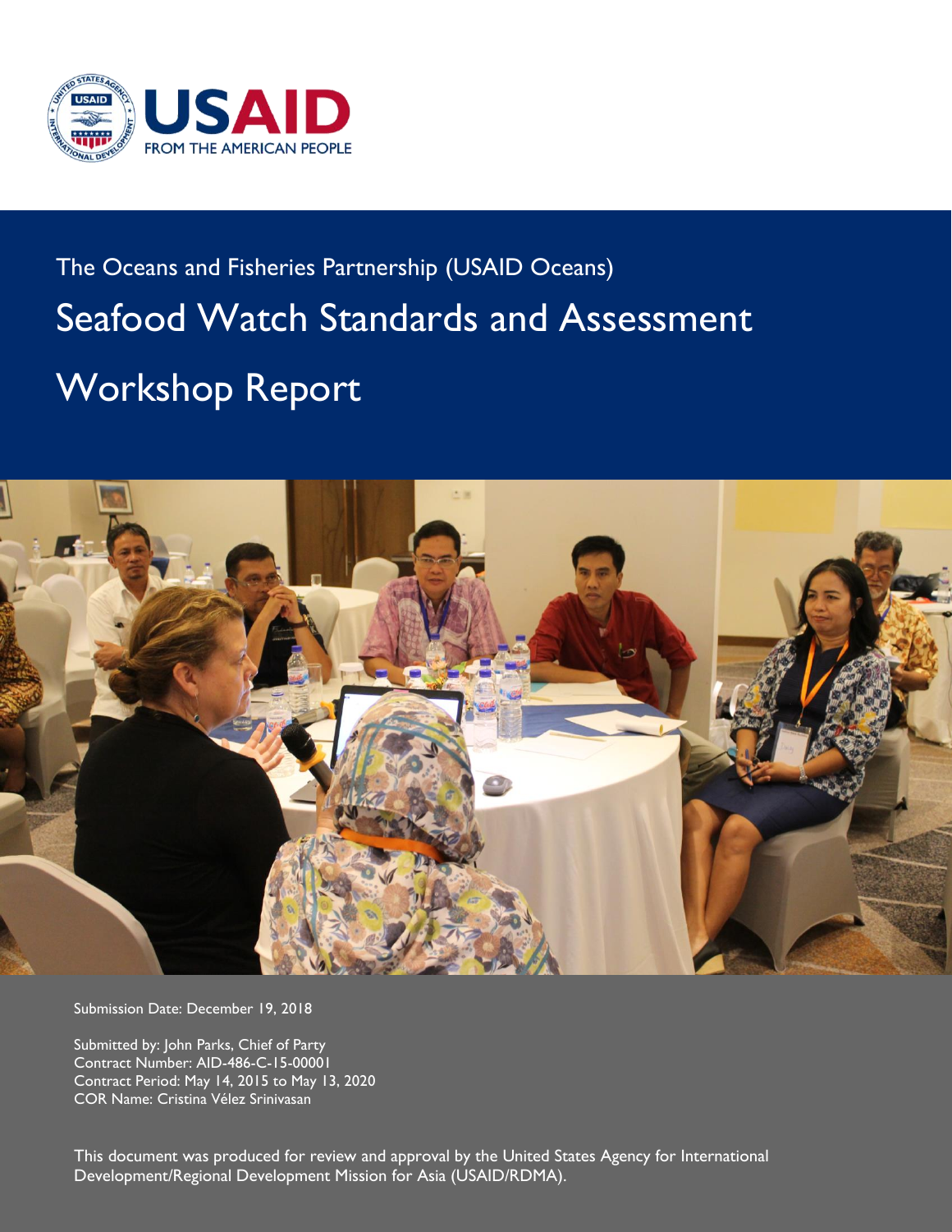USAID
FROM THE AMERICAN PEOPLE

The Oceans and Fisheries Partnership (USAID Oceans)

# Seafood Watch Standards and Assessment Workshop Report

Submission Date: December 19, 2018

Submitted by: John Parks, Chief of Party
Contract Number: AID-486-C-15-00001
Contract Period: May 14, 2015 to May 13, 2020
COR Name: Cristina Vélez Srinivasan

This document was produced for review and approval by the United States Agency for International Development/Regional Development Mission for Asia (USAID/RDMA).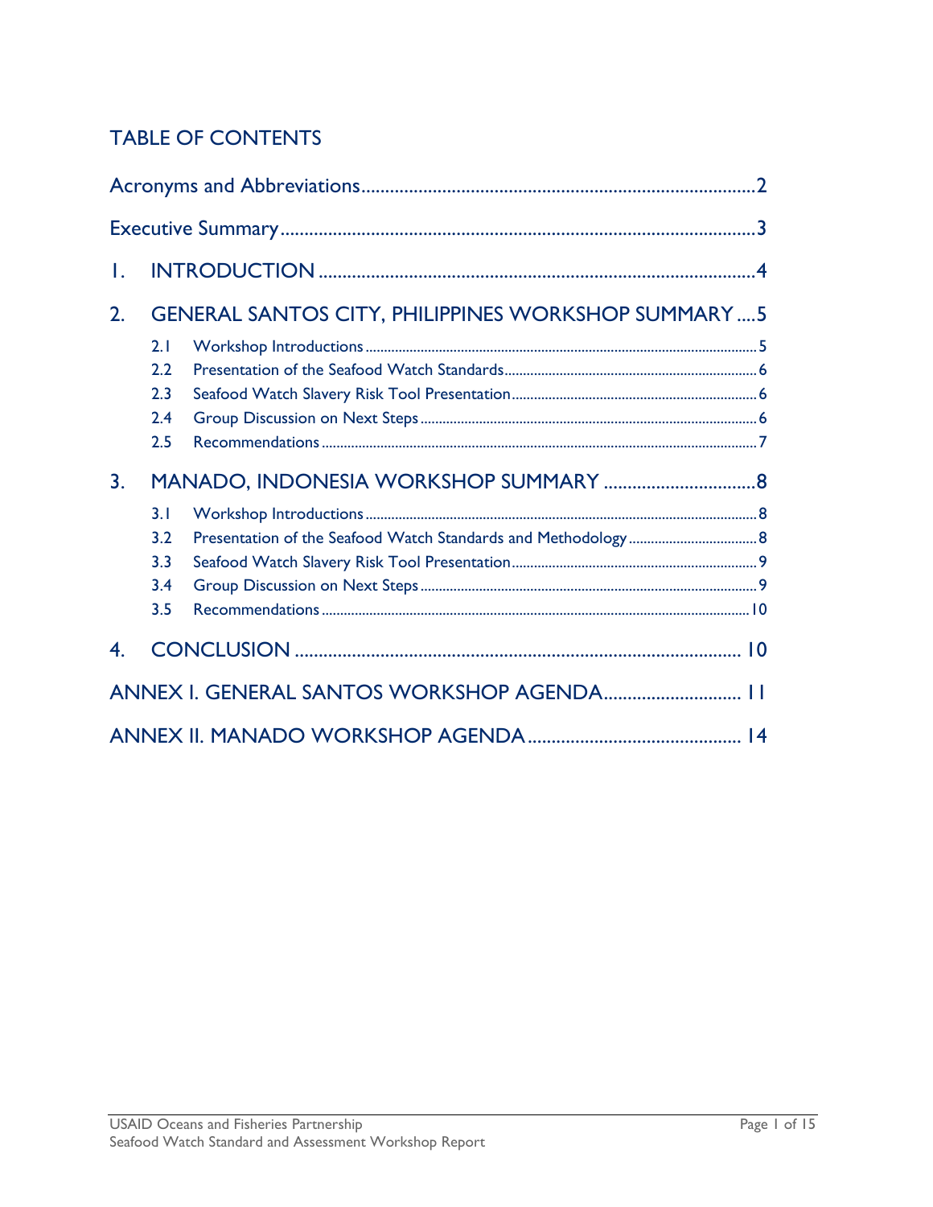# TABLE OF CONTENTS

Acronyms and Abbreviations ..... 2

Executive Summary ..... 3

1. INTRODUCTION ..... 4

2. GENERAL SANTOS CITY, PHILIPPINES WORKSHOP SUMMARY ..... 5
   - 2.1 Workshop Introductions ..... 5
   - 2.2 Presentation of the Seafood Watch Standards ..... 6
   - 2.3 Seafood Watch Slavery Risk Tool Presentation ..... 6
   - 2.4 Group Discussion on Next Steps ..... 6
   - 2.5 Recommendations ..... 7

3. MANADO, INDONESIA WORKSHOP SUMMARY ..... 8
   - 3.1 Workshop Introductions ..... 8
   - 3.2 Presentation of the Seafood Watch Standards and Methodology ..... 8
   - 3.3 Seafood Watch Slavery Risk Tool Presentation ..... 9
   - 3.4 Group Discussion on Next Steps ..... 9
   - 3.5 Recommendations ..... 10

4. CONCLUSION ..... 10

ANNEX I. GENERAL SANTOS WORKSHOP AGENDA ..... 11

ANNEX II. MANADO WORKSHOP AGENDA ..... 14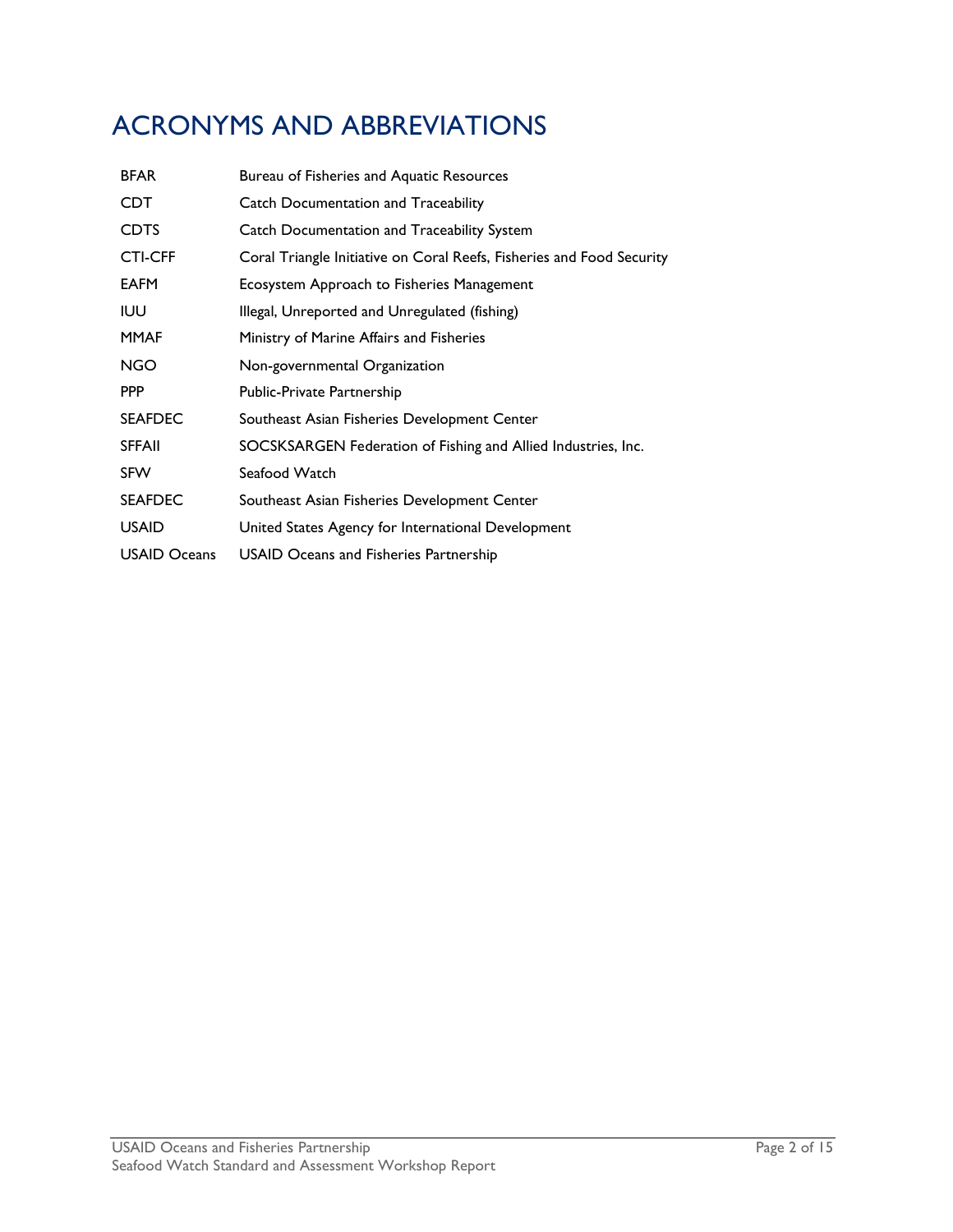# ACRONYMS AND ABBREVIATIONS

| | |
|---|---|
| BFAR | Bureau of Fisheries and Aquatic Resources |
| CDT | Catch Documentation and Traceability |
| CDTS | Catch Documentation and Traceability System |
| CTI-CFF | Coral Triangle Initiative on Coral Reefs, Fisheries and Food Security |
| EAFM | Ecosystem Approach to Fisheries Management |
| IUU | Illegal, Unreported and Unregulated (fishing) |
| MMAF | Ministry of Marine Affairs and Fisheries |
| NGO | Non-governmental Organization |
| PPP | Public-Private Partnership |
| SEAFDEC | Southeast Asian Fisheries Development Center |
| SFFAII | SOCSKSARGEN Federation of Fishing and Allied Industries, Inc. |
| SFW | Seafood Watch |
| SEAFDEC | Southeast Asian Fisheries Development Center |
| USAID | United States Agency for International Development |
| USAID Oceans | USAID Oceans and Fisheries Partnership |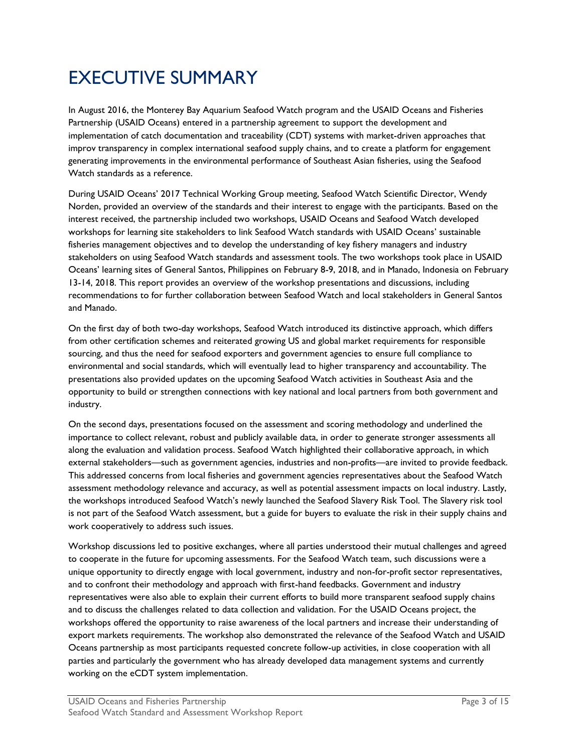# EXECUTIVE SUMMARY

In August 2016, the Monterey Bay Aquarium Seafood Watch program and the USAID Oceans and Fisheries Partnership (USAID Oceans) entered in a partnership agreement to support the development and implementation of catch documentation and traceability (CDT) systems with market-driven approaches that improv transparency in complex international seafood supply chains, and to create a platform for engagement generating improvements in the environmental performance of Southeast Asian fisheries, using the Seafood Watch standards as a reference.

During USAID Oceans' 2017 Technical Working Group meeting, Seafood Watch Scientific Director, Wendy Norden, provided an overview of the standards and their interest to engage with the participants. Based on the interest received, the partnership included two workshops, USAID Oceans and Seafood Watch developed workshops for learning site stakeholders to link Seafood Watch standards with USAID Oceans' sustainable fisheries management objectives and to develop the understanding of key fishery managers and industry stakeholders on using Seafood Watch standards and assessment tools. The two workshops took place in USAID Oceans' learning sites of General Santos, Philippines on February 8-9, 2018, and in Manado, Indonesia on February 13-14, 2018. This report provides an overview of the workshop presentations and discussions, including recommendations to for further collaboration between Seafood Watch and local stakeholders in General Santos and Manado.

On the first day of both two-day workshops, Seafood Watch introduced its distinctive approach, which differs from other certification schemes and reiterated growing US and global market requirements for responsible sourcing, and thus the need for seafood exporters and government agencies to ensure full compliance to environmental and social standards, which will eventually lead to higher transparency and accountability. The presentations also provided updates on the upcoming Seafood Watch activities in Southeast Asia and the opportunity to build or strengthen connections with key national and local partners from both government and industry.

On the second days, presentations focused on the assessment and scoring methodology and underlined the importance to collect relevant, robust and publicly available data, in order to generate stronger assessments all along the evaluation and validation process. Seafood Watch highlighted their collaborative approach, in which external stakeholders—such as government agencies, industries and non-profits—are invited to provide feedback. This addressed concerns from local fisheries and government agencies representatives about the Seafood Watch assessment methodology relevance and accuracy, as well as potential assessment impacts on local industry. Lastly, the workshops introduced Seafood Watch's newly launched the Seafood Slavery Risk Tool. The Slavery risk tool is not part of the Seafood Watch assessment, but a guide for buyers to evaluate the risk in their supply chains and work cooperatively to address such issues.

Workshop discussions led to positive exchanges, where all parties understood their mutual challenges and agreed to cooperate in the future for upcoming assessments. For the Seafood Watch team, such discussions were a unique opportunity to directly engage with local government, industry and non-for-profit sector representatives, and to confront their methodology and approach with first-hand feedbacks. Government and industry representatives were also able to explain their current efforts to build more transparent seafood supply chains and to discuss the challenges related to data collection and validation. For the USAID Oceans project, the workshops offered the opportunity to raise awareness of the local partners and increase their understanding of export markets requirements. The workshop also demonstrated the relevance of the Seafood Watch and USAID Oceans partnership as most participants requested concrete follow-up activities, in close cooperation with all parties and particularly the government who has already developed data management systems and currently working on the eCDT system implementation.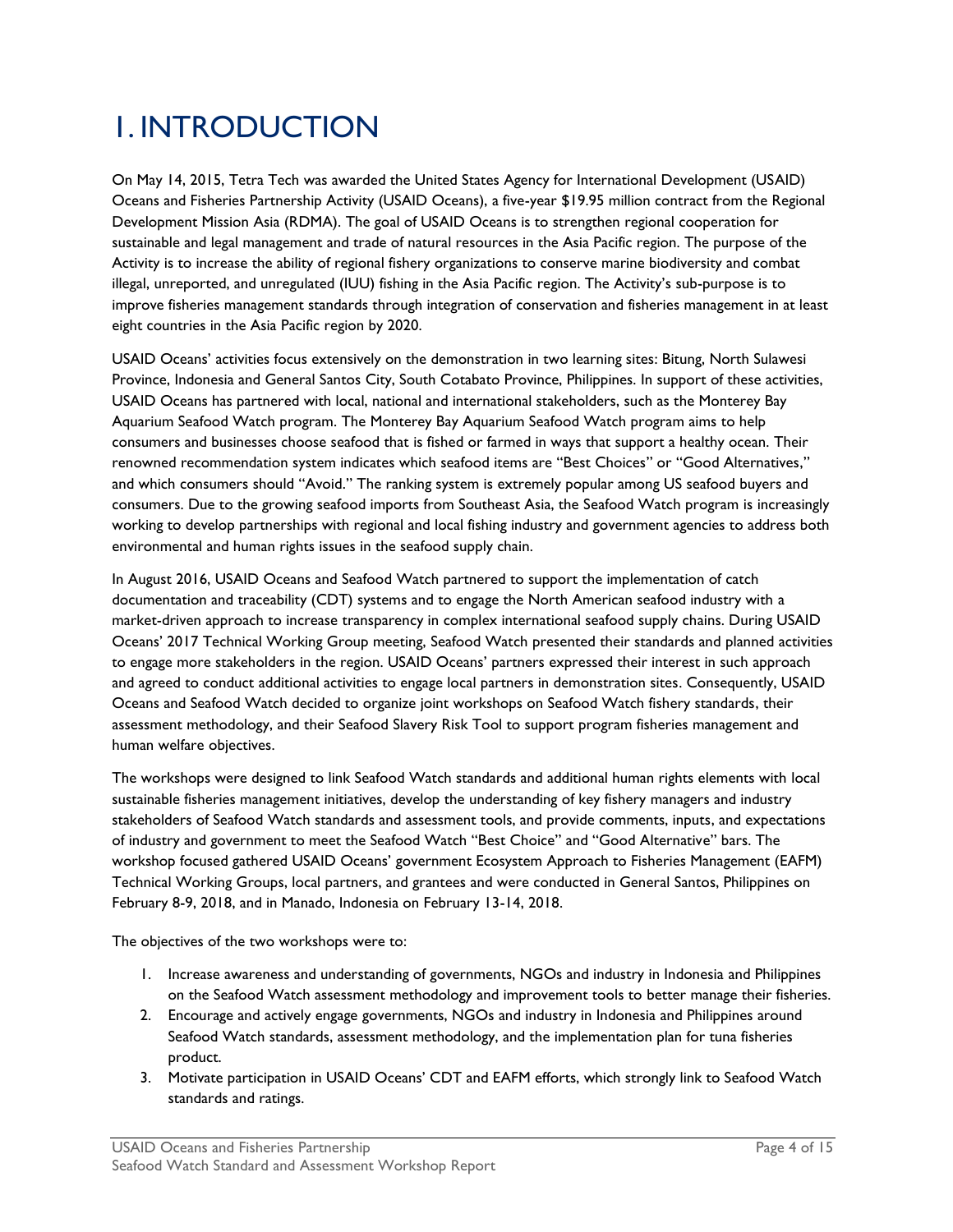# 1. INTRODUCTION

On May 14, 2015, Tetra Tech was awarded the United States Agency for International Development (USAID) Oceans and Fisheries Partnership Activity (USAID Oceans), a five-year $19.95 million contract from the Regional Development Mission Asia (RDMA). The goal of USAID Oceans is to strengthen regional cooperation for sustainable and legal management and trade of natural resources in the Asia Pacific region. The purpose of the Activity is to increase the ability of regional fishery organizations to conserve marine biodiversity and combat illegal, unreported, and unregulated (IUU) fishing in the Asia Pacific region. The Activity's sub-purpose is to improve fisheries management standards through integration of conservation and fisheries management in at least eight countries in the Asia Pacific region by 2020.

USAID Oceans' activities focus extensively on the demonstration in two learning sites: Bitung, North Sulawesi Province, Indonesia and General Santos City, South Cotabato Province, Philippines. In support of these activities, USAID Oceans has partnered with local, national and international stakeholders, such as the Monterey Bay Aquarium Seafood Watch program. The Monterey Bay Aquarium Seafood Watch program aims to help consumers and businesses choose seafood that is fished or farmed in ways that support a healthy ocean. Their renowned recommendation system indicates which seafood items are "Best Choices" or "Good Alternatives," and which consumers should "Avoid." The ranking system is extremely popular among US seafood buyers and consumers. Due to the growing seafood imports from Southeast Asia, the Seafood Watch program is increasingly working to develop partnerships with regional and local fishing industry and government agencies to address both environmental and human rights issues in the seafood supply chain.

In August 2016, USAID Oceans and Seafood Watch partnered to support the implementation of catch documentation and traceability (CDT) systems and to engage the North American seafood industry with a market-driven approach to increase transparency in complex international seafood supply chains. During USAID Oceans' 2017 Technical Working Group meeting, Seafood Watch presented their standards and planned activities to engage more stakeholders in the region. USAID Oceans' partners expressed their interest in such approach and agreed to conduct additional activities to engage local partners in demonstration sites. Consequently, USAID Oceans and Seafood Watch decided to organize joint workshops on Seafood Watch fishery standards, their assessment methodology, and their Seafood Slavery Risk Tool to support program fisheries management and human welfare objectives.

The workshops were designed to link Seafood Watch standards and additional human rights elements with local sustainable fisheries management initiatives, develop the understanding of key fishery managers and industry stakeholders of Seafood Watch standards and assessment tools, and provide comments, inputs, and expectations of industry and government to meet the Seafood Watch "Best Choice" and "Good Alternative" bars. The workshop focused gathered USAID Oceans' government Ecosystem Approach to Fisheries Management (EAFM) Technical Working Groups, local partners, and grantees and were conducted in General Santos, Philippines on February 8-9, 2018, and in Manado, Indonesia on February 13-14, 2018.

The objectives of the two workshops were to:

1. Increase awareness and understanding of governments, NGOs and industry in Indonesia and Philippines on the Seafood Watch assessment methodology and improvement tools to better manage their fisheries.
2. Encourage and actively engage governments, NGOs and industry in Indonesia and Philippines around Seafood Watch standards, assessment methodology, and the implementation plan for tuna fisheries product.
3. Motivate participation in USAID Oceans' CDT and EAFM efforts, which strongly link to Seafood Watch standards and ratings.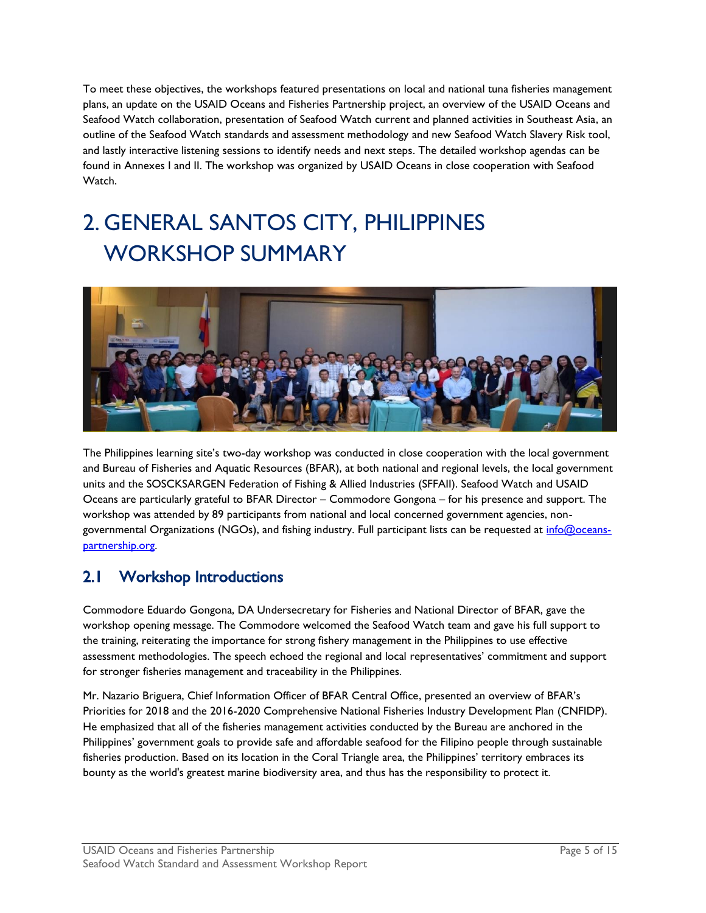To meet these objectives, the workshops featured presentations on local and national tuna fisheries management plans, an update on the USAID Oceans and Fisheries Partnership project, an overview of the USAID Oceans and Seafood Watch collaboration, presentation of Seafood Watch current and planned activities in Southeast Asia, an outline of the Seafood Watch standards and assessment methodology and new Seafood Watch Slavery Risk tool, and lastly interactive listening sessions to identify needs and next steps. The detailed workshop agendas can be found in Annexes I and II. The workshop was organized by USAID Oceans in close cooperation with Seafood Watch.

# 2. GENERAL SANTOS CITY, PHILIPPINES WORKSHOP SUMMARY

The Philippines learning site's two-day workshop was conducted in close cooperation with the local government and Bureau of Fisheries and Aquatic Resources (BFAR), at both national and regional levels, the local government units and the SOSCKSARGEN Federation of Fishing & Allied Industries (SFFAII). Seafood Watch and USAID Oceans are particularly grateful to BFAR Director – Commodore Gongona – for his presence and support. The workshop was attended by 89 participants from national and local concerned government agencies, non-governmental Organizations (NGOs), and fishing industry. Full participant lists can be requested at info@oceans-partnership.org.

## 2.1 Workshop Introductions

Commodore Eduardo Gongona, DA Undersecretary for Fisheries and National Director of BFAR, gave the workshop opening message. The Commodore welcomed the Seafood Watch team and gave his full support to the training, reiterating the importance for strong fishery management in the Philippines to use effective assessment methodologies. The speech echoed the regional and local representatives' commitment and support for stronger fisheries management and traceability in the Philippines.

Mr. Nazario Briguera, Chief Information Officer of BFAR Central Office, presented an overview of BFAR's Priorities for 2018 and the 2016-2020 Comprehensive National Fisheries Industry Development Plan (CNFIDP). He emphasized that all of the fisheries management activities conducted by the Bureau are anchored in the Philippines' government goals to provide safe and affordable seafood for the Filipino people through sustainable fisheries production. Based on its location in the Coral Triangle area, the Philippines' territory embraces its bounty as the world's greatest marine biodiversity area, and thus has the responsibility to protect it.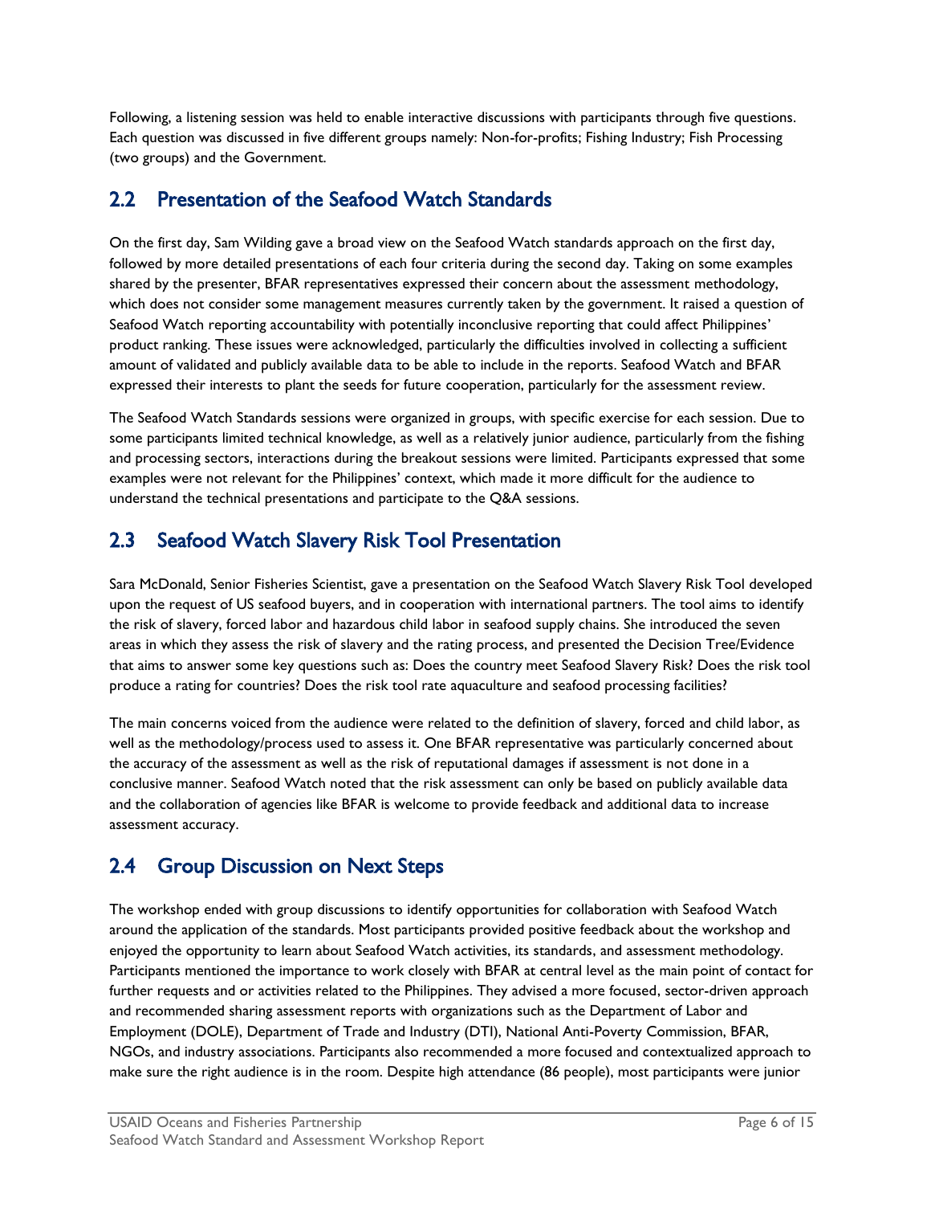Following, a listening session was held to enable interactive discussions with participants through five questions. Each question was discussed in five different groups namely: Non-for-profits; Fishing Industry; Fish Processing (two groups) and the Government.

## 2.2 Presentation of the Seafood Watch Standards

On the first day, Sam Wilding gave a broad view on the Seafood Watch standards approach on the first day, followed by more detailed presentations of each four criteria during the second day. Taking on some examples shared by the presenter, BFAR representatives expressed their concern about the assessment methodology, which does not consider some management measures currently taken by the government. It raised a question of Seafood Watch reporting accountability with potentially inconclusive reporting that could affect Philippines' product ranking. These issues were acknowledged, particularly the difficulties involved in collecting a sufficient amount of validated and publicly available data to be able to include in the reports. Seafood Watch and BFAR expressed their interests to plant the seeds for future cooperation, particularly for the assessment review.

The Seafood Watch Standards sessions were organized in groups, with specific exercise for each session. Due to some participants limited technical knowledge, as well as a relatively junior audience, particularly from the fishing and processing sectors, interactions during the breakout sessions were limited. Participants expressed that some examples were not relevant for the Philippines' context, which made it more difficult for the audience to understand the technical presentations and participate to the Q&A sessions.

## 2.3 Seafood Watch Slavery Risk Tool Presentation

Sara McDonald, Senior Fisheries Scientist, gave a presentation on the Seafood Watch Slavery Risk Tool developed upon the request of US seafood buyers, and in cooperation with international partners. The tool aims to identify the risk of slavery, forced labor and hazardous child labor in seafood supply chains. She introduced the seven areas in which they assess the risk of slavery and the rating process, and presented the Decision Tree/Evidence that aims to answer some key questions such as: Does the country meet Seafood Slavery Risk? Does the risk tool produce a rating for countries? Does the risk tool rate aquaculture and seafood processing facilities?

The main concerns voiced from the audience were related to the definition of slavery, forced and child labor, as well as the methodology/process used to assess it. One BFAR representative was particularly concerned about the accuracy of the assessment as well as the risk of reputational damages if assessment is not done in a conclusive manner. Seafood Watch noted that the risk assessment can only be based on publicly available data and the collaboration of agencies like BFAR is welcome to provide feedback and additional data to increase assessment accuracy.

## 2.4 Group Discussion on Next Steps

The workshop ended with group discussions to identify opportunities for collaboration with Seafood Watch around the application of the standards. Most participants provided positive feedback about the workshop and enjoyed the opportunity to learn about Seafood Watch activities, its standards, and assessment methodology. Participants mentioned the importance to work closely with BFAR at central level as the main point of contact for further requests and or activities related to the Philippines. They advised a more focused, sector-driven approach and recommended sharing assessment reports with organizations such as the Department of Labor and Employment (DOLE), Department of Trade and Industry (DTI), National Anti-Poverty Commission, BFAR, NGOs, and industry associations. Participants also recommended a more focused and contextualized approach to make sure the right audience is in the room. Despite high attendance (86 people), most participants were junior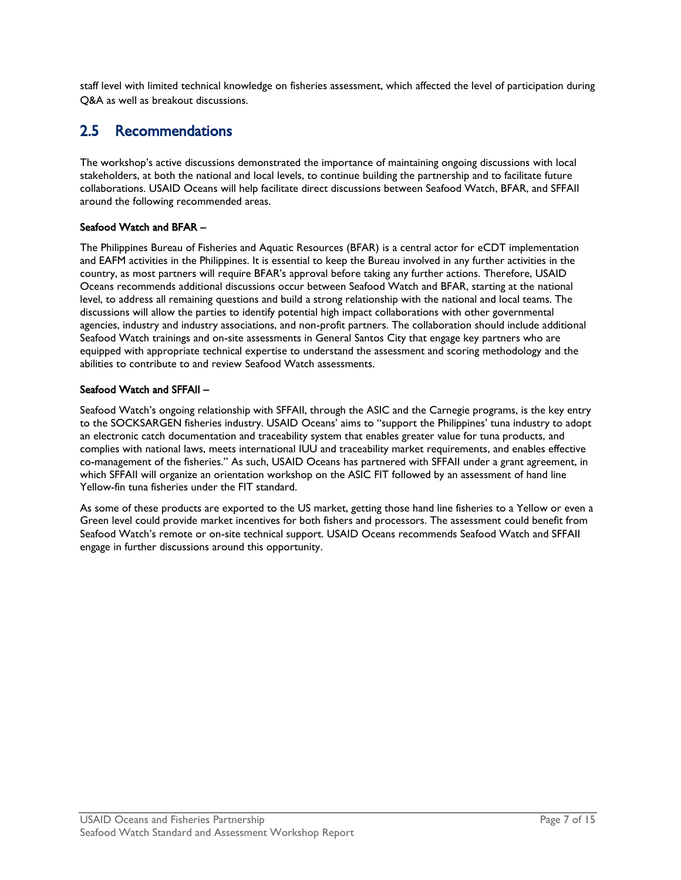staff level with limited technical knowledge on fisheries assessment, which affected the level of participation during Q&A as well as breakout discussions.

## 2.5 Recommendations

The workshop's active discussions demonstrated the importance of maintaining ongoing discussions with local stakeholders, at both the national and local levels, to continue building the partnership and to facilitate future collaborations. USAID Oceans will help facilitate direct discussions between Seafood Watch, BFAR, and SFFAII around the following recommended areas.

**Seafood Watch and BFAR –**

The Philippines Bureau of Fisheries and Aquatic Resources (BFAR) is a central actor for eCDT implementation and EAFM activities in the Philippines. It is essential to keep the Bureau involved in any further activities in the country, as most partners will require BFAR's approval before taking any further actions. Therefore, USAID Oceans recommends additional discussions occur between Seafood Watch and BFAR, starting at the national level, to address all remaining questions and build a strong relationship with the national and local teams. The discussions will allow the parties to identify potential high impact collaborations with other governmental agencies, industry and industry associations, and non-profit partners. The collaboration should include additional Seafood Watch trainings and on-site assessments in General Santos City that engage key partners who are equipped with appropriate technical expertise to understand the assessment and scoring methodology and the abilities to contribute to and review Seafood Watch assessments.

**Seafood Watch and SFFAII –**

Seafood Watch's ongoing relationship with SFFAII, through the ASIC and the Carnegie programs, is the key entry to the SOCKSARGEN fisheries industry. USAID Oceans' aims to "support the Philippines' tuna industry to adopt an electronic catch documentation and traceability system that enables greater value for tuna products, and complies with national laws, meets international IUU and traceability market requirements, and enables effective co-management of the fisheries." As such, USAID Oceans has partnered with SFFAII under a grant agreement, in which SFFAII will organize an orientation workshop on the ASIC FIT followed by an assessment of hand line Yellow-fin tuna fisheries under the FIT standard.

As some of these products are exported to the US market, getting those hand line fisheries to a Yellow or even a Green level could provide market incentives for both fishers and processors. The assessment could benefit from Seafood Watch's remote or on-site technical support. USAID Oceans recommends Seafood Watch and SFFAII engage in further discussions around this opportunity.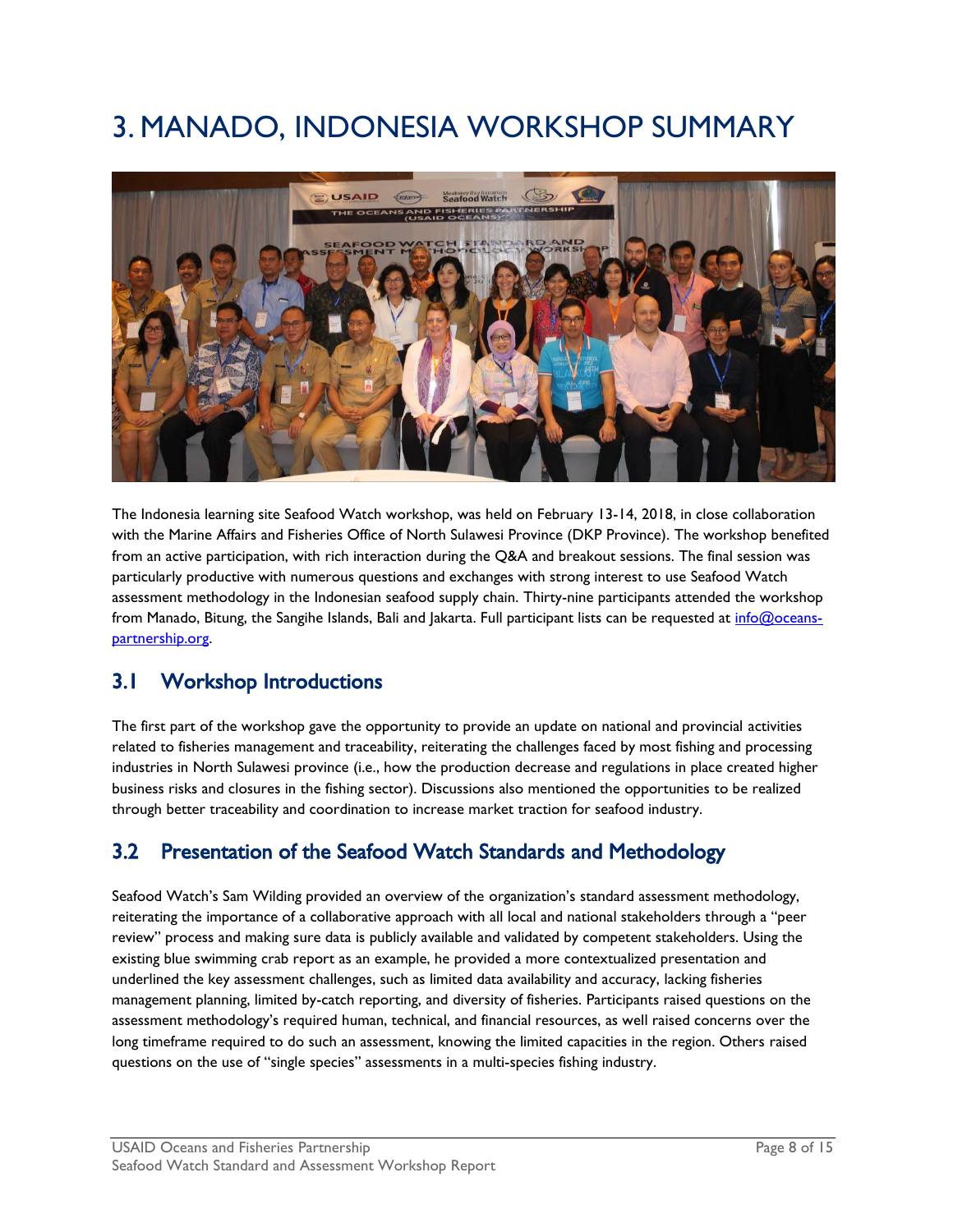# 3. MANADO, INDONESIA WORKSHOP SUMMARY

The Indonesia learning site Seafood Watch workshop, was held on February 13-14, 2018, in close collaboration with the Marine Affairs and Fisheries Office of North Sulawesi Province (DKP Province). The workshop benefited from an active participation, with rich interaction during the Q&A and breakout sessions. The final session was particularly productive with numerous questions and exchanges with strong interest to use Seafood Watch assessment methodology in the Indonesian seafood supply chain. Thirty-nine participants attended the workshop from Manado, Bitung, the Sangihe Islands, Bali and Jakarta. Full participant lists can be requested at info@oceans-partnership.org.

## 3.1 Workshop Introductions

The first part of the workshop gave the opportunity to provide an update on national and provincial activities related to fisheries management and traceability, reiterating the challenges faced by most fishing and processing industries in North Sulawesi province (i.e., how the production decrease and regulations in place created higher business risks and closures in the fishing sector). Discussions also mentioned the opportunities to be realized through better traceability and coordination to increase market traction for seafood industry.

## 3.2 Presentation of the Seafood Watch Standards and Methodology

Seafood Watch's Sam Wilding provided an overview of the organization's standard assessment methodology, reiterating the importance of a collaborative approach with all local and national stakeholders through a "peer review" process and making sure data is publicly available and validated by competent stakeholders. Using the existing blue swimming crab report as an example, he provided a more contextualized presentation and underlined the key assessment challenges, such as limited data availability and accuracy, lacking fisheries management planning, limited by-catch reporting, and diversity of fisheries. Participants raised questions on the assessment methodology's required human, technical, and financial resources, as well raised concerns over the long timeframe required to do such an assessment, knowing the limited capacities in the region. Others raised questions on the use of "single species" assessments in a multi-species fishing industry.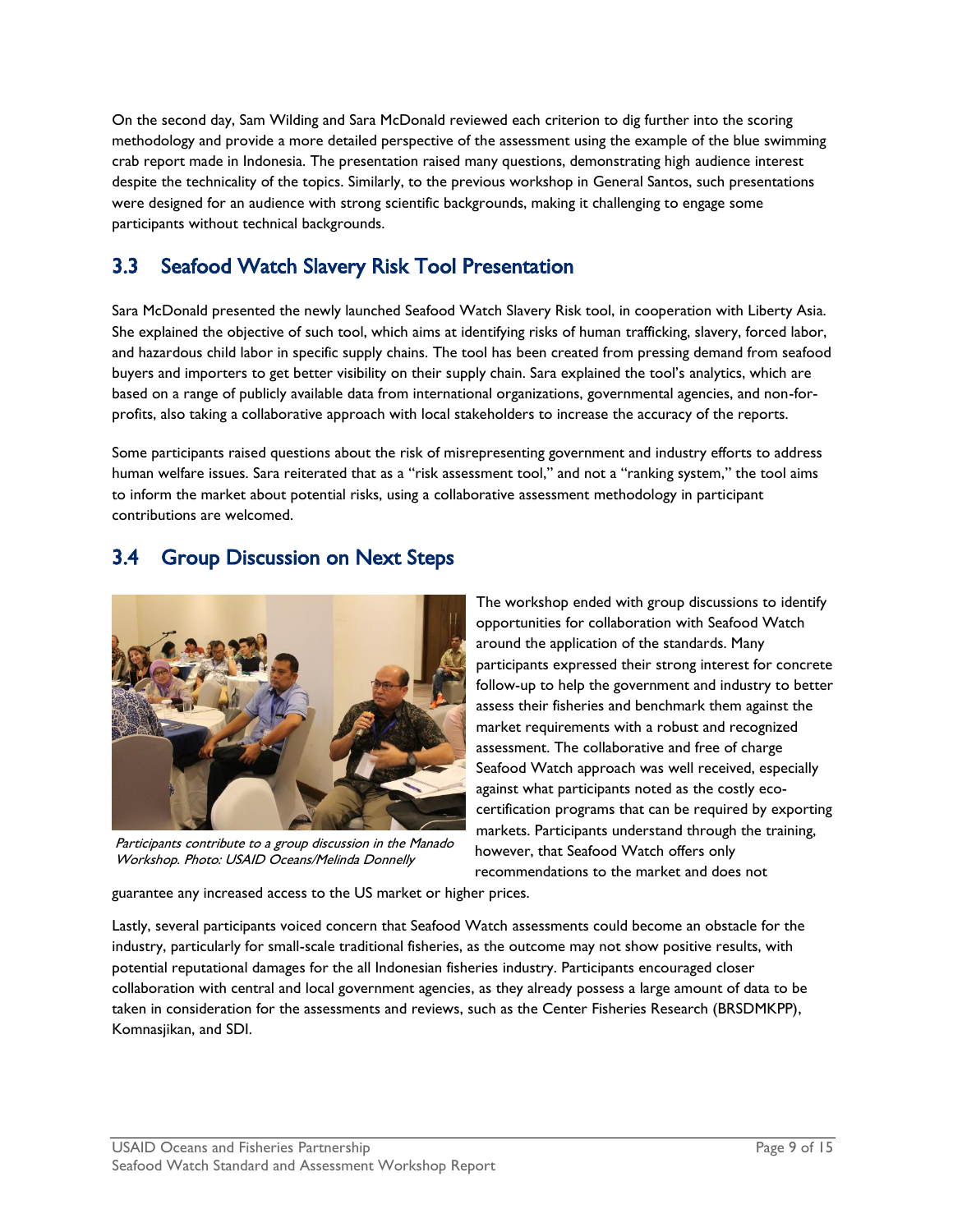On the second day, Sam Wilding and Sara McDonald reviewed each criterion to dig further into the scoring methodology and provide a more detailed perspective of the assessment using the example of the blue swimming crab report made in Indonesia. The presentation raised many questions, demonstrating high audience interest despite the technicality of the topics. Similarly, to the previous workshop in General Santos, such presentations were designed for an audience with strong scientific backgrounds, making it challenging to engage some participants without technical backgrounds.

## 3.3 Seafood Watch Slavery Risk Tool Presentation

Sara McDonald presented the newly launched Seafood Watch Slavery Risk tool, in cooperation with Liberty Asia. She explained the objective of such tool, which aims at identifying risks of human trafficking, slavery, forced labor, and hazardous child labor in specific supply chains. The tool has been created from pressing demand from seafood buyers and importers to get better visibility on their supply chain. Sara explained the tool's analytics, which are based on a range of publicly available data from international organizations, governmental agencies, and non-for-profits, also taking a collaborative approach with local stakeholders to increase the accuracy of the reports.

Some participants raised questions about the risk of misrepresenting government and industry efforts to address human welfare issues. Sara reiterated that as a "risk assessment tool," and not a "ranking system," the tool aims to inform the market about potential risks, using a collaborative assessment methodology in participant contributions are welcomed.

## 3.4 Group Discussion on Next Steps

*Participants contribute to a group discussion in the Manado Workshop. Photo: USAID Oceans/Melinda Donnelly*

The workshop ended with group discussions to identify opportunities for collaboration with Seafood Watch around the application of the standards. Many participants expressed their strong interest for concrete follow-up to help the government and industry to better assess their fisheries and benchmark them against the market requirements with a robust and recognized assessment. The collaborative and free of charge Seafood Watch approach was well received, especially against what participants noted as the costly eco-certification programs that can be required by exporting markets. Participants understand through the training, however, that Seafood Watch offers only recommendations to the market and does not guarantee any increased access to the US market or higher prices.

Lastly, several participants voiced concern that Seafood Watch assessments could become an obstacle for the industry, particularly for small-scale traditional fisheries, as the outcome may not show positive results, with potential reputational damages for the all Indonesian fisheries industry. Participants encouraged closer collaboration with central and local government agencies, as they already possess a large amount of data to be taken in consideration for the assessments and reviews, such as the Center Fisheries Research (BRSDMKPP), Komnasjikan, and SDI.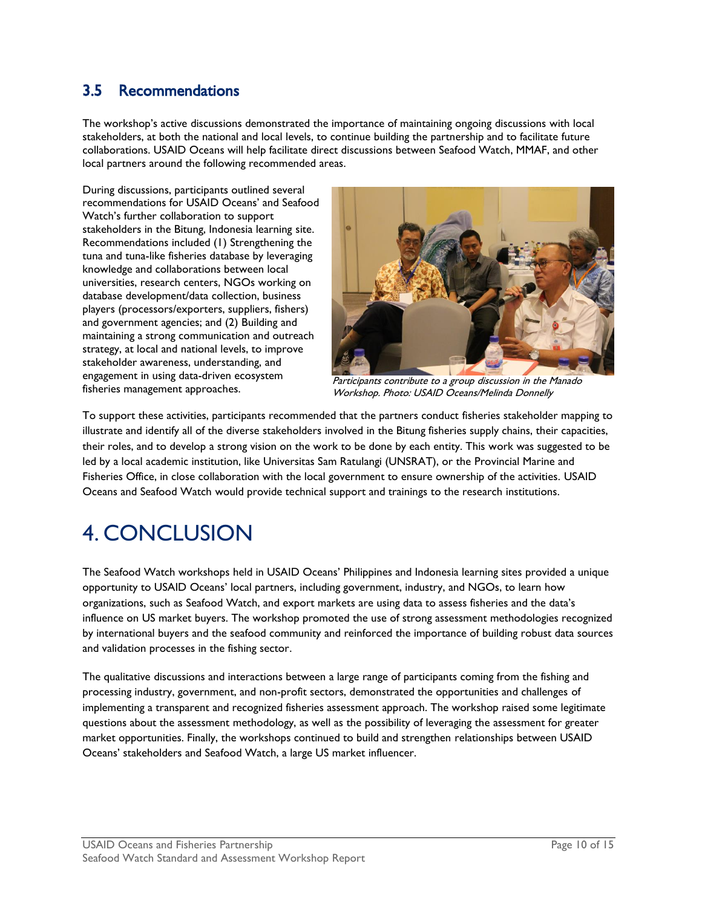## 3.5 Recommendations

The workshop's active discussions demonstrated the importance of maintaining ongoing discussions with local stakeholders, at both the national and local levels, to continue building the partnership and to facilitate future collaborations. USAID Oceans will help facilitate direct discussions between Seafood Watch, MMAF, and other local partners around the following recommended areas.

During discussions, participants outlined several recommendations for USAID Oceans' and Seafood Watch's further collaboration to support stakeholders in the Bitung, Indonesia learning site. Recommendations included (1) Strengthening the tuna and tuna-like fisheries database by leveraging knowledge and collaborations between local universities, research centers, NGOs working on database development/data collection, business players (processors/exporters, suppliers, fishers) and government agencies; and (2) Building and maintaining a strong communication and outreach strategy, at local and national levels, to improve stakeholder awareness, understanding, and engagement in using data-driven ecosystem fisheries management approaches.

*Participants contribute to a group discussion in the Manado Workshop. Photo: USAID Oceans/Melinda Donnelly*

To support these activities, participants recommended that the partners conduct fisheries stakeholder mapping to illustrate and identify all of the diverse stakeholders involved in the Bitung fisheries supply chains, their capacities, their roles, and to develop a strong vision on the work to be done by each entity. This work was suggested to be led by a local academic institution, like Universitas Sam Ratulangi (UNSRAT), or the Provincial Marine and Fisheries Office, in close collaboration with the local government to ensure ownership of the activities. USAID Oceans and Seafood Watch would provide technical support and trainings to the research institutions.

# 4. CONCLUSION

The Seafood Watch workshops held in USAID Oceans' Philippines and Indonesia learning sites provided a unique opportunity to USAID Oceans' local partners, including government, industry, and NGOs, to learn how organizations, such as Seafood Watch, and export markets are using data to assess fisheries and the data's influence on US market buyers. The workshop promoted the use of strong assessment methodologies recognized by international buyers and the seafood community and reinforced the importance of building robust data sources and validation processes in the fishing sector.

The qualitative discussions and interactions between a large range of participants coming from the fishing and processing industry, government, and non-profit sectors, demonstrated the opportunities and challenges of implementing a transparent and recognized fisheries assessment approach. The workshop raised some legitimate questions about the assessment methodology, as well as the possibility of leveraging the assessment for greater market opportunities. Finally, the workshops continued to build and strengthen relationships between USAID Oceans' stakeholders and Seafood Watch, a large US market influencer.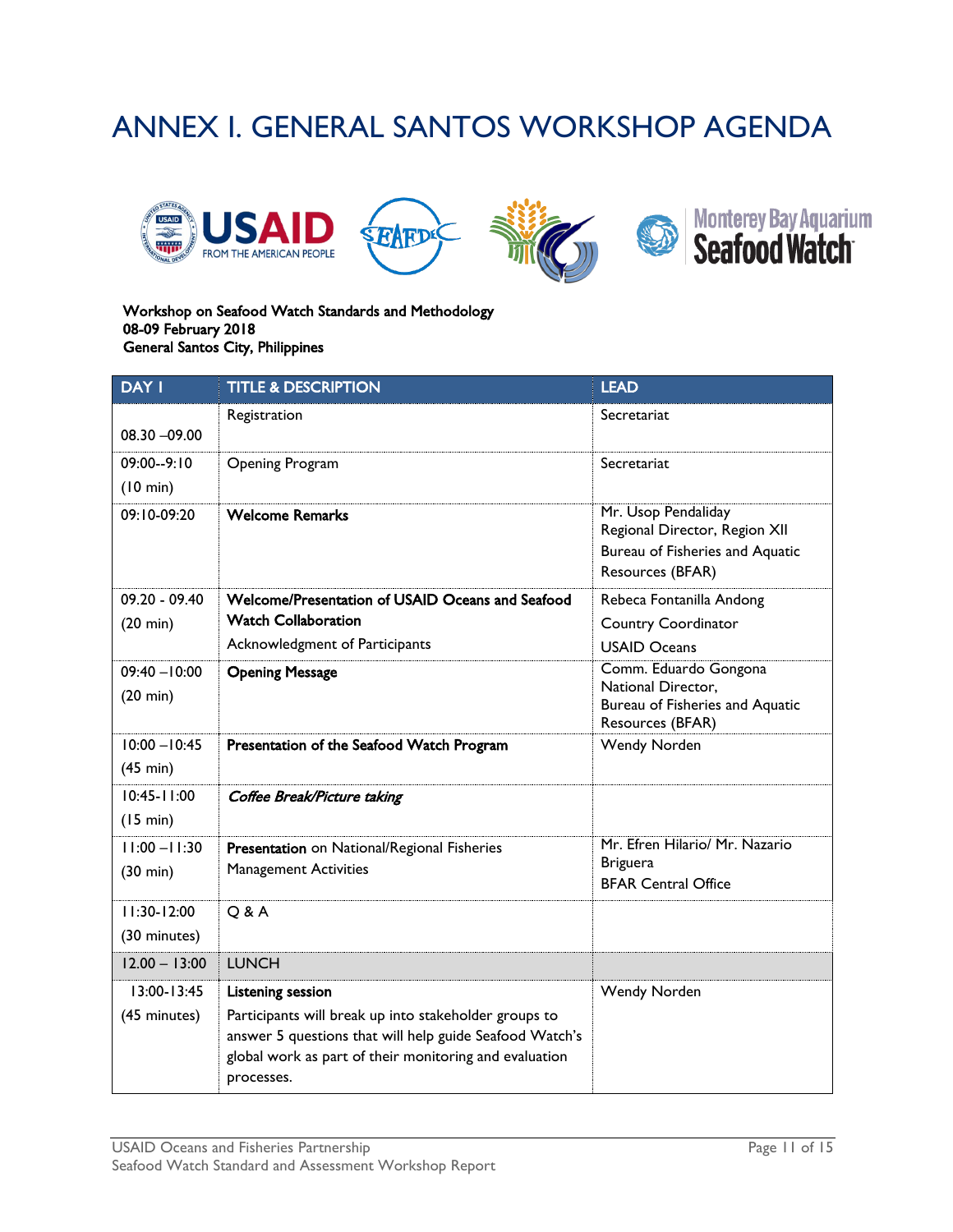# ANNEX I. GENERAL SANTOS WORKSHOP AGENDA

**Workshop on Seafood Watch Standards and Methodology**
**08-09 February 2018**
**General Santos City, Philippines**

| DAY 1 | TITLE & DESCRIPTION | LEAD |
|---|---|---|
| 08.30 –09.00 | Registration | Secretariat |
| 09:00--9:10 (10 min) | Opening Program | Secretariat |
| 09:10-09:20 | **Welcome Remarks** | Mr. Usop Pendaliday Regional Director, Region XII Bureau of Fisheries and Aquatic Resources (BFAR) |
| 09.20 - 09.40 (20 min) | **Welcome/Presentation of USAID Oceans and Seafood Watch Collaboration** Acknowledgment of Participants | Rebeca Fontanilla Andong Country Coordinator USAID Oceans |
| 09:40 –10:00 (20 min) | **Opening Message** | Comm. Eduardo Gongona National Director, Bureau of Fisheries and Aquatic Resources (BFAR) |
| 10:00 –10:45 (45 min) | **Presentation of the Seafood Watch Program** | Wendy Norden |
| 10:45-11:00 (15 min) | ***Coffee Break/Picture taking*** | |
| 11:00 –11:30 (30 min) | **Presentation** on National/Regional Fisheries Management Activities | Mr. Efren Hilario/ Mr. Nazario Briguera BFAR Central Office |
| 11:30-12:00 (30 minutes) | Q & A | |
| 12.00 – 13:00 | LUNCH | |
| 13:00-13:45 (45 minutes) | **Listening session** Participants will break up into stakeholder groups to answer 5 questions that will help guide Seafood Watch's global work as part of their monitoring and evaluation processes. | Wendy Norden |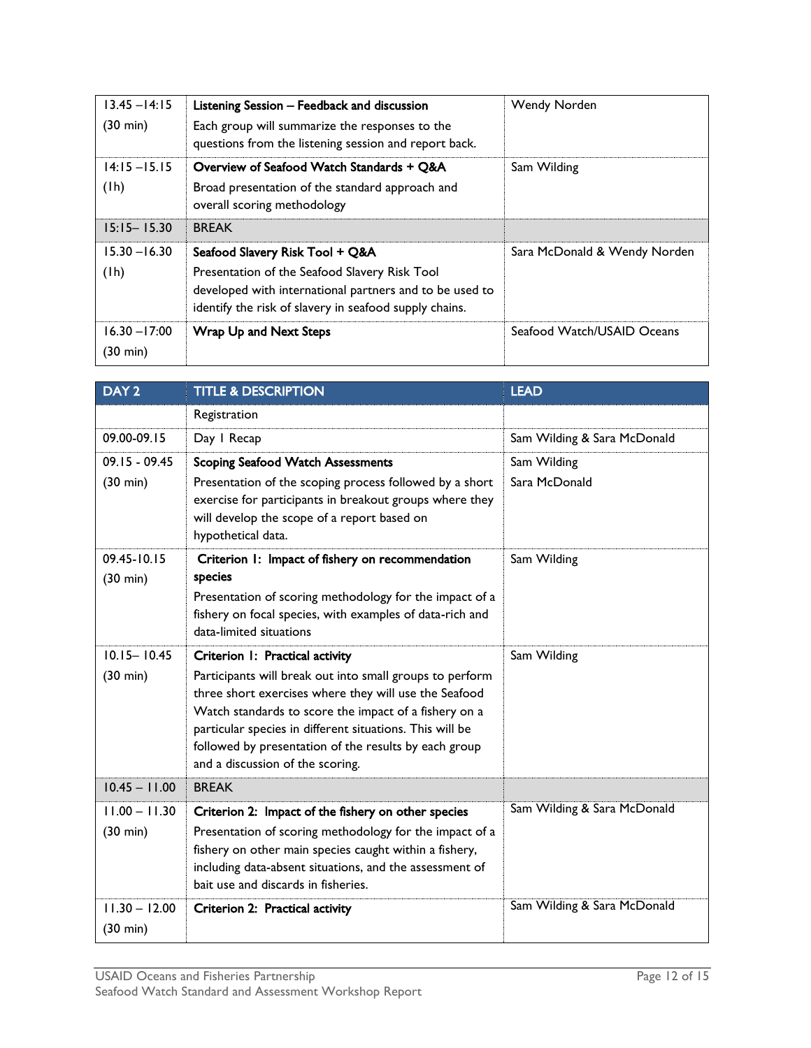| | | |
|---|---|---|
| 13.45 –14:15 (30 min) | **Listening Session – Feedback and discussion** Each group will summarize the responses to the questions from the listening session and report back. | Wendy Norden |
| 14:15 –15.15 (1h) | **Overview of Seafood Watch Standards + Q&A** Broad presentation of the standard approach and overall scoring methodology | Sam Wilding |
| 15:15– 15.30 | BREAK | |
| 15.30 –16.30 (1h) | **Seafood Slavery Risk Tool + Q&A** Presentation of the Seafood Slavery Risk Tool developed with international partners and to be used to identify the risk of slavery in seafood supply chains. | Sara McDonald & Wendy Norden |
| 16.30 –17:00 (30 min) | **Wrap Up and Next Steps** | Seafood Watch/USAID Oceans |

| DAY 2 | TITLE & DESCRIPTION | LEAD |
|---|---|---|
| | Registration | |
| 09.00-09.15 | Day 1 Recap | Sam Wilding & Sara McDonald |
| 09.15 - 09.45 (30 min) | **Scoping Seafood Watch Assessments** Presentation of the scoping process followed by a short exercise for participants in breakout groups where they will develop the scope of a report based on hypothetical data. | Sam Wilding Sara McDonald |
| 09.45-10.15 (30 min) | **Criterion 1: Impact of fishery on recommendation species** Presentation of scoring methodology for the impact of a fishery on focal species, with examples of data-rich and data-limited situations | Sam Wilding |
| 10.15– 10.45 (30 min) | **Criterion 1: Practical activity** Participants will break out into small groups to perform three short exercises where they will use the Seafood Watch standards to score the impact of a fishery on a particular species in different situations. This will be followed by presentation of the results by each group and a discussion of the scoring. | Sam Wilding |
| 10.45 – 11.00 | BREAK | |
| 11.00 – 11.30 (30 min) | **Criterion 2: Impact of the fishery on other species** Presentation of scoring methodology for the impact of a fishery on other main species caught within a fishery, including data-absent situations, and the assessment of bait use and discards in fisheries. | Sam Wilding & Sara McDonald |
| 11.30 – 12.00 (30 min) | **Criterion 2: Practical activity** | Sam Wilding & Sara McDonald |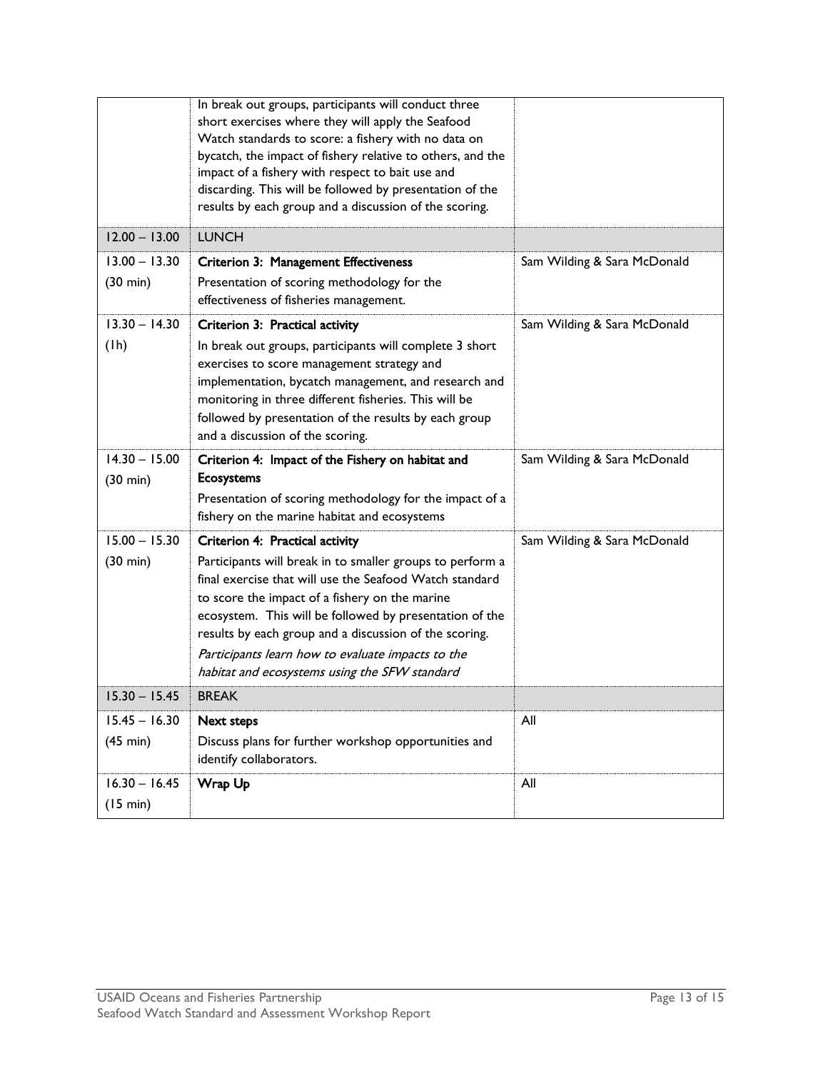| | | |
|---|---|---|
| | In break out groups, participants will conduct three short exercises where they will apply the Seafood Watch standards to score: a fishery with no data on bycatch, the impact of fishery relative to others, and the impact of a fishery with respect to bait use and discarding. This will be followed by presentation of the results by each group and a discussion of the scoring. | |
| 12.00 – 13.00 | LUNCH | |
| 13.00 – 13.30 (30 min) | **Criterion 3: Management Effectiveness**<br>Presentation of scoring methodology for the effectiveness of fisheries management. | Sam Wilding & Sara McDonald |
| 13.30 – 14.30 (1h) | **Criterion 3: Practical activity**<br>In break out groups, participants will complete 3 short exercises to score management strategy and implementation, bycatch management, and research and monitoring in three different fisheries. This will be followed by presentation of the results by each group and a discussion of the scoring. | Sam Wilding & Sara McDonald |
| 14.30 – 15.00 (30 min) | **Criterion 4: Impact of the Fishery on habitat and Ecosystems**<br>Presentation of scoring methodology for the impact of a fishery on the marine habitat and ecosystems | Sam Wilding & Sara McDonald |
| 15.00 – 15.30 (30 min) | **Criterion 4: Practical activity**<br>Participants will break in to smaller groups to perform a final exercise that will use the Seafood Watch standard to score the impact of a fishery on the marine ecosystem. This will be followed by presentation of the results by each group and a discussion of the scoring.<br>*Participants learn how to evaluate impacts to the habitat and ecosystems using the SFW standard* | Sam Wilding & Sara McDonald |
| 15.30 – 15.45 | BREAK | |
| 15.45 – 16.30 (45 min) | **Next steps**<br>Discuss plans for further workshop opportunities and identify collaborators. | All |
| 16.30 – 16.45 (15 min) | **Wrap Up** | All |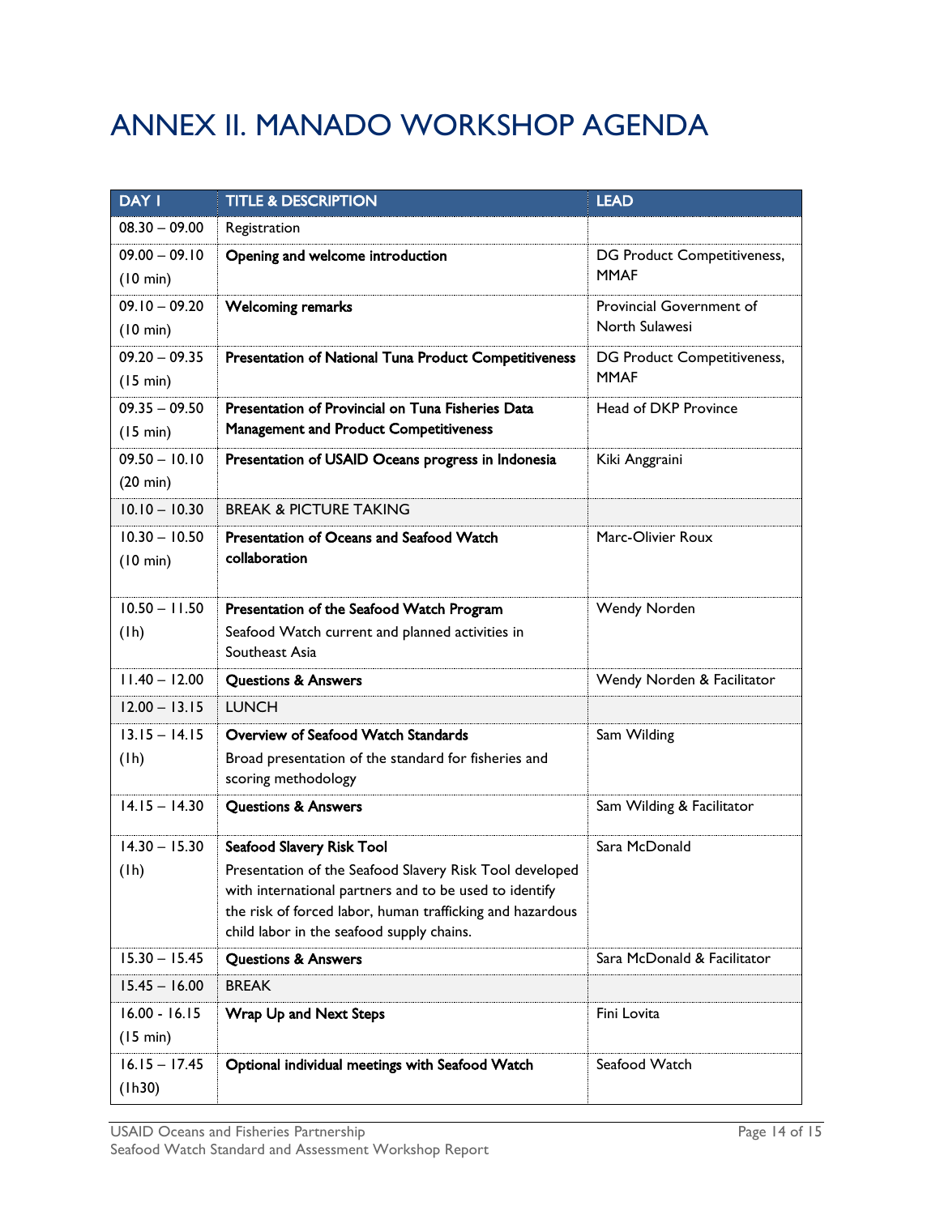# ANNEX II. MANADO WORKSHOP AGENDA

| DAY 1 | TITLE & DESCRIPTION | LEAD |
|---|---|---|
| 08.30 – 09.00 | Registration | |
| 09.00 – 09.10 (10 min) | **Opening and welcome introduction** | DG Product Competitiveness, MMAF |
| 09.10 – 09.20 (10 min) | **Welcoming remarks** | Provincial Government of North Sulawesi |
| 09.20 – 09.35 (15 min) | **Presentation of National Tuna Product Competitiveness** | DG Product Competitiveness, MMAF |
| 09.35 – 09.50 (15 min) | **Presentation of Provincial on Tuna Fisheries Data Management and Product Competitiveness** | Head of DKP Province |
| 09.50 – 10.10 (20 min) | **Presentation of USAID Oceans progress in Indonesia** | Kiki Anggraini |
| 10.10 – 10.30 | BREAK & PICTURE TAKING | |
| 10.30 – 10.50 (10 min) | **Presentation of Oceans and Seafood Watch collaboration** | Marc-Olivier Roux |
| 10.50 – 11.50 (1h) | **Presentation of the Seafood Watch Program**<br>Seafood Watch current and planned activities in Southeast Asia | Wendy Norden |
| 11.40 – 12.00 | **Questions & Answers** | Wendy Norden & Facilitator |
| 12.00 – 13.15 | LUNCH | |
| 13.15 – 14.15 (1h) | **Overview of Seafood Watch Standards**<br>Broad presentation of the standard for fisheries and scoring methodology | Sam Wilding |
| 14.15 – 14.30 | **Questions & Answers** | Sam Wilding & Facilitator |
| 14.30 – 15.30 (1h) | **Seafood Slavery Risk Tool**<br>Presentation of the Seafood Slavery Risk Tool developed with international partners and to be used to identify the risk of forced labor, human trafficking and hazardous child labor in the seafood supply chains. | Sara McDonald |
| 15.30 – 15.45 | **Questions & Answers** | Sara McDonald & Facilitator |
| 15.45 – 16.00 | BREAK | |
| 16.00 - 16.15 (15 min) | **Wrap Up and Next Steps** | Fini Lovita |
| 16.15 – 17.45 (1h30) | **Optional individual meetings with Seafood Watch** | Seafood Watch |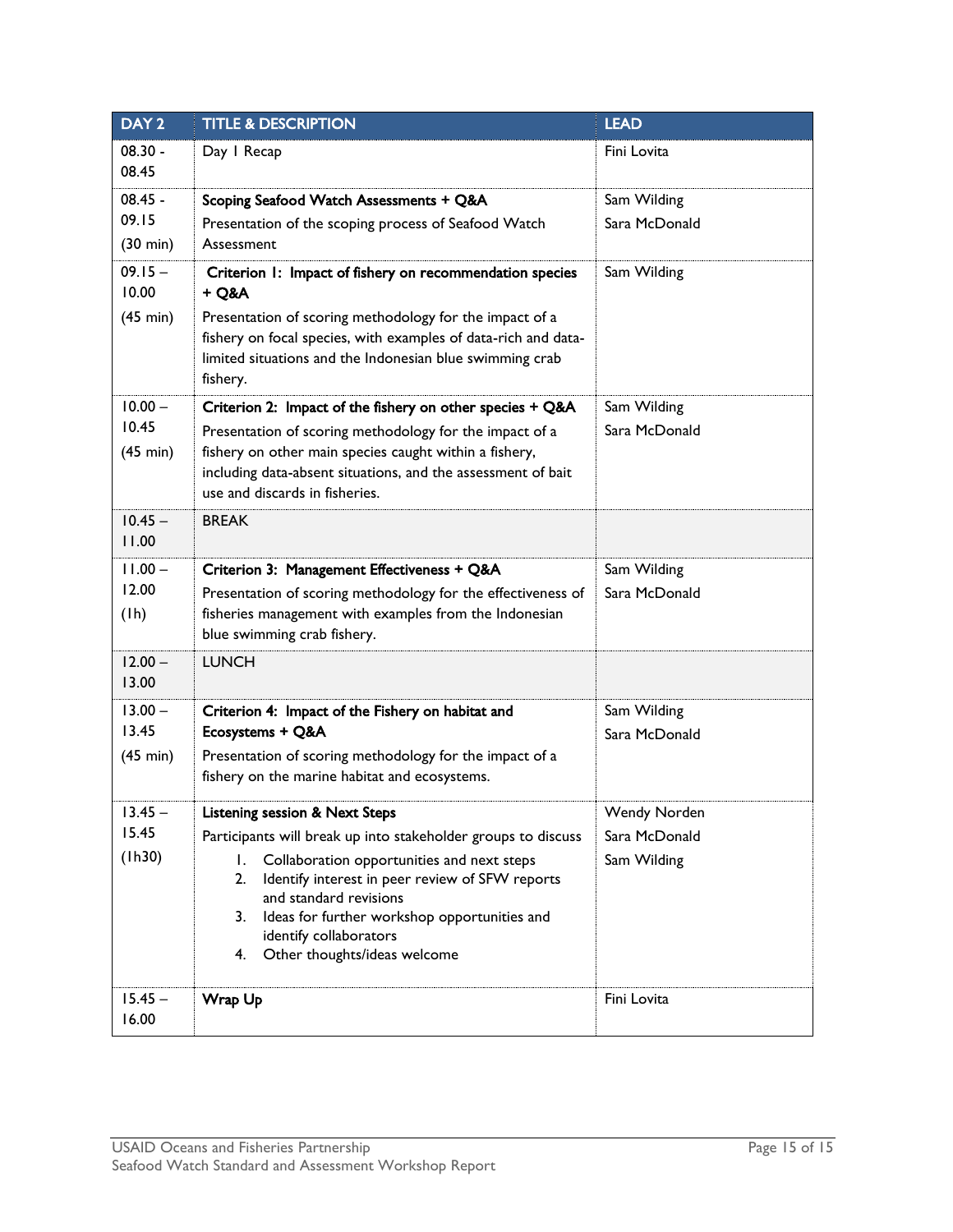| DAY 2 | TITLE & DESCRIPTION | LEAD |
|---|---|---|
| 08.30 - 08.45 | Day 1 Recap | Fini Lovita |
| 08.45 - 09.15 (30 min) | **Scoping Seafood Watch Assessments + Q&A** Presentation of the scoping process of Seafood Watch Assessment | Sam Wilding Sara McDonald |
| 09.15 – 10.00 (45 min) | **Criterion 1: Impact of fishery on recommendation species + Q&A** Presentation of scoring methodology for the impact of a fishery on focal species, with examples of data-rich and data-limited situations and the Indonesian blue swimming crab fishery. | Sam Wilding |
| 10.00 – 10.45 (45 min) | **Criterion 2: Impact of the fishery on other species + Q&A** Presentation of scoring methodology for the impact of a fishery on other main species caught within a fishery, including data-absent situations, and the assessment of bait use and discards in fisheries. | Sam Wilding Sara McDonald |
| 10.45 – 11.00 | BREAK | |
| 11.00 – 12.00 (1h) | **Criterion 3: Management Effectiveness + Q&A** Presentation of scoring methodology for the effectiveness of fisheries management with examples from the Indonesian blue swimming crab fishery. | Sam Wilding Sara McDonald |
| 12.00 – 13.00 | LUNCH | |
| 13.00 – 13.45 (45 min) | **Criterion 4: Impact of the Fishery on habitat and Ecosystems + Q&A** Presentation of scoring methodology for the impact of a fishery on the marine habitat and ecosystems. | Sam Wilding Sara McDonald |
| 13.45 – 15.45 (1h30) | **Listening session & Next Steps** Participants will break up into stakeholder groups to discuss 1. Collaboration opportunities and next steps 2. Identify interest in peer review of SFW reports and standard revisions 3. Ideas for further workshop opportunities and identify collaborators 4. Other thoughts/ideas welcome | Wendy Norden Sara McDonald Sam Wilding |
| 15.45 – 16.00 | **Wrap Up** | Fini Lovita |